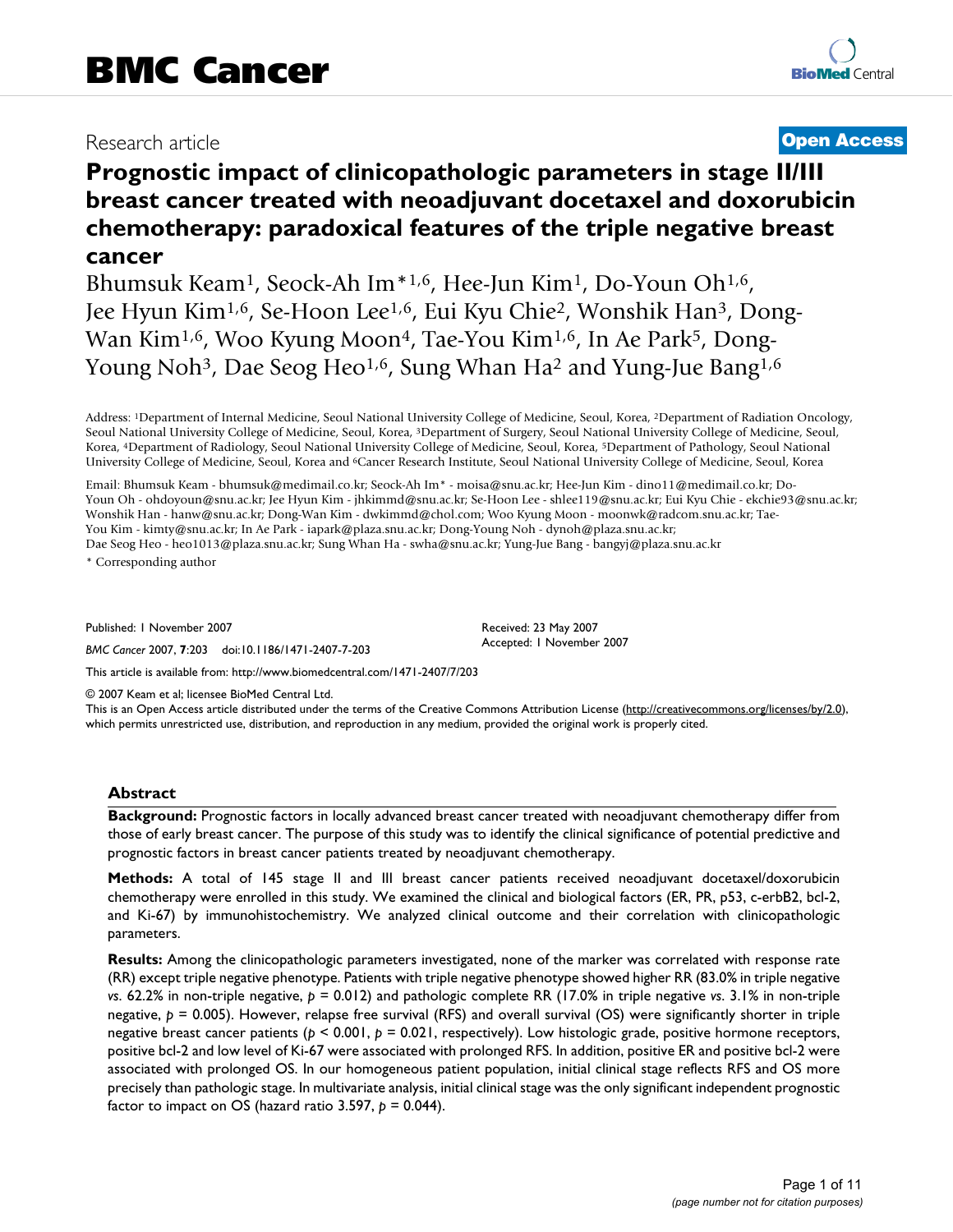BMC Cancer

Research article

**Open Access**

# Prognostic impact of clinicopathologic parameters in stage II/III breast cancer treated with neoadjuvant docetaxel and doxorubicin chemotherapy: paradoxical features of the triple negative breast cancer

Bhumsuk Keam[1], Seock-Ah Im*[1,6], Hee-Jun Kim[1], Do-Youn Oh[1,6], Jee Hyun Kim[1,6], Se-Hoon Lee[1,6], Eui Kyu Chie[2], Wonshik Han[3], Dong-Wan Kim[1,6], Woo Kyung Moon[4], Tae-You Kim[1,6], In Ae Park[5], Dong-Young Noh[3], Dae Seog Heo[1,6], Sung Whan Ha[2] and Yung-Jue Bang[1,6]

Address: [1]Department of Internal Medicine, Seoul National University College of Medicine, Seoul, Korea, [2]Department of Radiation Oncology, Seoul National University College of Medicine, Seoul, Korea, [3]Department of Surgery, Seoul National University College of Medicine, Seoul, Korea, [4]Department of Radiology, Seoul National University College of Medicine, Seoul, Korea, [5]Department of Pathology, Seoul National University College of Medicine, Seoul, Korea and [6]Cancer Research Institute, Seoul National University College of Medicine, Seoul, Korea

Email: Bhumsuk Keam - bhumsuk@medimail.co.kr; Seock-Ah Im* - moisa@snu.ac.kr; Hee-Jun Kim - dino11@medimail.co.kr; Do-Youn Oh - ohdoyoun@snu.ac.kr; Jee Hyun Kim - jhkimmd@snu.ac.kr; Se-Hoon Lee - shlee119@snu.ac.kr; Eui Kyu Chie - ekchie93@snu.ac.kr; Wonshik Han - hanw@snu.ac.kr; Dong-Wan Kim - dwkimmd@chol.com; Woo Kyung Moon - moonwk@radcom.snu.ac.kr; Tae-You Kim - kimty@snu.ac.kr; In Ae Park - iapark@plaza.snu.ac.kr; Dong-Young Noh - dynoh@plaza.snu.ac.kr; Dae Seog Heo - heo1013@plaza.snu.ac.kr; Sung Whan Ha - swha@snu.ac.kr; Yung-Jue Bang - bangyj@plaza.snu.ac.kr

* Corresponding author

Published: 1 November 2007

*BMC Cancer* 2007, **7**:203 doi:10.1186/1471-2407-7-203

Received: 23 May 2007
Accepted: 1 November 2007

This article is available from: http://www.biomedcentral.com/1471-2407/7/203

© 2007 Keam et al; licensee BioMed Central Ltd.

This is an Open Access article distributed under the terms of the Creative Commons Attribution License (http://creativecommons.org/licenses/by/2.0), which permits unrestricted use, distribution, and reproduction in any medium, provided the original work is properly cited.

## Abstract

**Background:** Prognostic factors in locally advanced breast cancer treated with neoadjuvant chemotherapy differ from those of early breast cancer. The purpose of this study was to identify the clinical significance of potential predictive and prognostic factors in breast cancer patients treated by neoadjuvant chemotherapy.

**Methods:** A total of 145 stage II and III breast cancer patients received neoadjuvant docetaxel/doxorubicin chemotherapy were enrolled in this study. We examined the clinical and biological factors (ER, PR, p53, c-erbB2, bcl-2, and Ki-67) by immunohistochemistry. We analyzed clinical outcome and their correlation with clinicopathologic parameters.

**Results:** Among the clinicopathologic parameters investigated, none of the marker was correlated with response rate (RR) except triple negative phenotype. Patients with triple negative phenotype showed higher RR (83.0% in triple negative *vs.* 62.2% in non-triple negative, $p = 0.012$) and pathologic complete RR (17.0% in triple negative *vs.* 3.1% in non-triple negative, $p = 0.005$). However, relapse free survival (RFS) and overall survival (OS) were significantly shorter in triple negative breast cancer patients ($p < 0.001$, $p = 0.021$, respectively). Low histologic grade, positive hormone receptors, positive bcl-2 and low level of Ki-67 were associated with prolonged RFS. In addition, positive ER and positive bcl-2 were associated with prolonged OS. In our homogeneous patient population, initial clinical stage reflects RFS and OS more precisely than pathologic stage. In multivariate analysis, initial clinical stage was the only significant independent prognostic factor to impact on OS (hazard ratio 3.597, $p = 0.044$).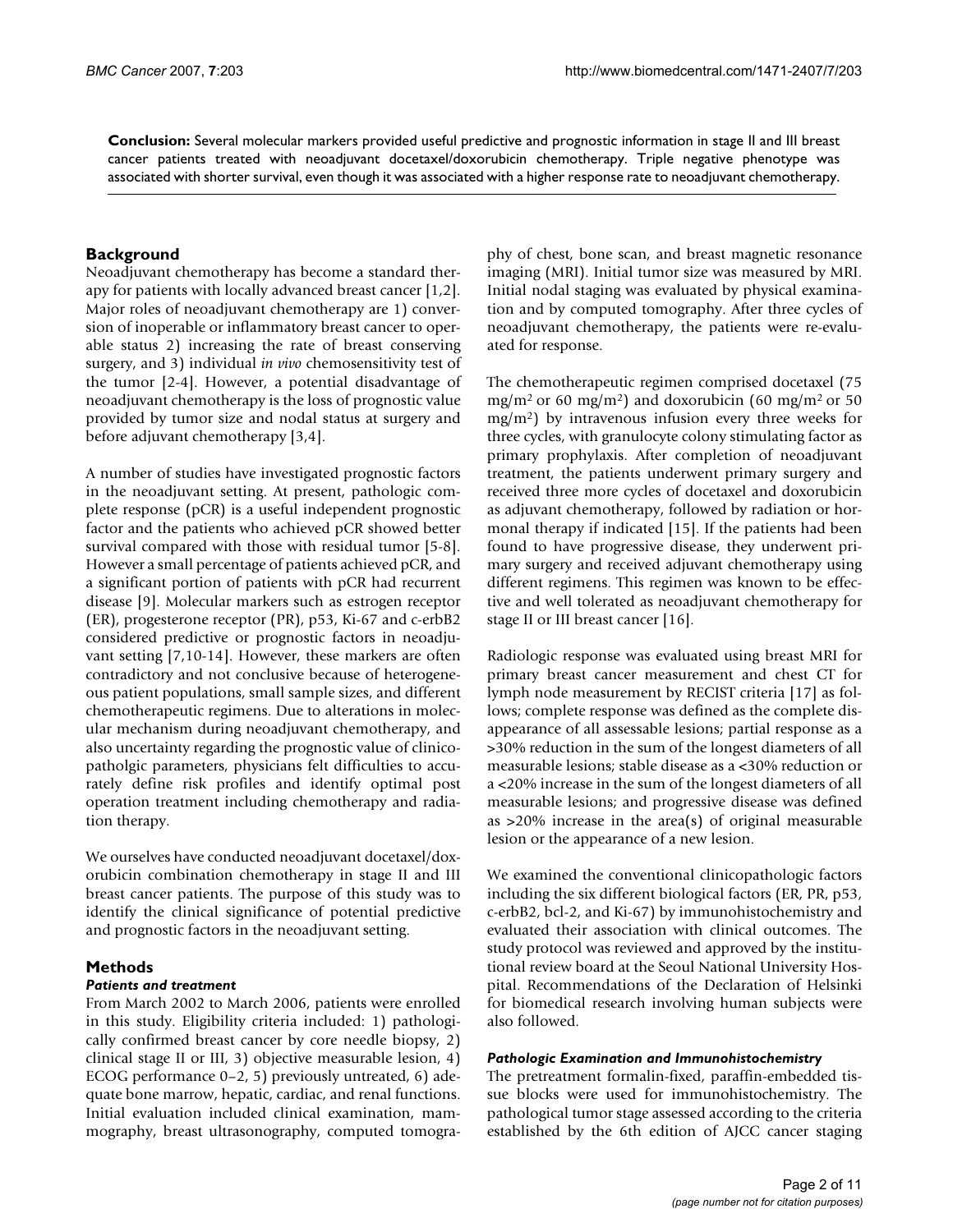**Conclusion:** Several molecular markers provided useful predictive and prognostic information in stage II and III breast cancer patients treated with neoadjuvant docetaxel/doxorubicin chemotherapy. Triple negative phenotype was associated with shorter survival, even though it was associated with a higher response rate to neoadjuvant chemotherapy.

## Background

Neoadjuvant chemotherapy has become a standard therapy for patients with locally advanced breast cancer [1,2]. Major roles of neoadjuvant chemotherapy are 1) conversion of inoperable or inflammatory breast cancer to operable status 2) increasing the rate of breast conserving surgery, and 3) individual *in vivo* chemosensitivity test of the tumor [2-4]. However, a potential disadvantage of neoadjuvant chemotherapy is the loss of prognostic value provided by tumor size and nodal status at surgery and before adjuvant chemotherapy [3,4].

A number of studies have investigated prognostic factors in the neoadjuvant setting. At present, pathologic complete response (pCR) is a useful independent prognostic factor and the patients who achieved pCR showed better survival compared with those with residual tumor [5-8]. However a small percentage of patients achieved pCR, and a significant portion of patients with pCR had recurrent disease [9]. Molecular markers such as estrogen receptor (ER), progesterone receptor (PR), p53, Ki-67 and c-erbB2 considered predictive or prognostic factors in neoadjuvant setting [7,10-14]. However, these markers are often contradictory and not conclusive because of heterogeneous patient populations, small sample sizes, and different chemotherapeutic regimens. Due to alterations in molecular mechanism during neoadjuvant chemotherapy, and also uncertainty regarding the prognostic value of clinicopatholgic parameters, physicians felt difficulties to accurately define risk profiles and identify optimal post operation treatment including chemotherapy and radiation therapy.

We ourselves have conducted neoadjuvant docetaxel/doxorubicin combination chemotherapy in stage II and III breast cancer patients. The purpose of this study was to identify the clinical significance of potential predictive and prognostic factors in the neoadjuvant setting.

## Methods

### *Patients and treatment*

From March 2002 to March 2006, patients were enrolled in this study. Eligibility criteria included: 1) pathologically confirmed breast cancer by core needle biopsy, 2) clinical stage II or III, 3) objective measurable lesion, 4) ECOG performance 0–2, 5) previously untreated, 6) adequate bone marrow, hepatic, cardiac, and renal functions. Initial evaluation included clinical examination, mammography, breast ultrasonography, computed tomography of chest, bone scan, and breast magnetic resonance imaging (MRI). Initial tumor size was measured by MRI. Initial nodal staging was evaluated by physical examination and by computed tomography. After three cycles of neoadjuvant chemotherapy, the patients were re-evaluated for response.

The chemotherapeutic regimen comprised docetaxel (75 $mg/m^2$ or 60 $mg/m^2$) and doxorubicin (60 $mg/m^2$ or 50 $mg/m^2$) by intravenous infusion every three weeks for three cycles, with granulocyte colony stimulating factor as primary prophylaxis. After completion of neoadjuvant treatment, the patients underwent primary surgery and received three more cycles of docetaxel and doxorubicin as adjuvant chemotherapy, followed by radiation or hormonal therapy if indicated [15]. If the patients had been found to have progressive disease, they underwent primary surgery and received adjuvant chemotherapy using different regimens. This regimen was known to be effective and well tolerated as neoadjuvant chemotherapy for stage II or III breast cancer [16].

Radiologic response was evaluated using breast MRI for primary breast cancer measurement and chest CT for lymph node measurement by RECIST criteria [17] as follows; complete response was defined as the complete disappearance of all assessable lesions; partial response as a >30% reduction in the sum of the longest diameters of all measurable lesions; stable disease as a <30% reduction or a <20% increase in the sum of the longest diameters of all measurable lesions; and progressive disease was defined as >20% increase in the area(s) of original measurable lesion or the appearance of a new lesion.

We examined the conventional clinicopathologic factors including the six different biological factors (ER, PR, p53, c-erbB2, bcl-2, and Ki-67) by immunohistochemistry and evaluated their association with clinical outcomes. The study protocol was reviewed and approved by the institutional review board at the Seoul National University Hospital. Recommendations of the Declaration of Helsinki for biomedical research involving human subjects were also followed.

### *Pathologic Examination and Immunohistochemistry*

The pretreatment formalin-fixed, paraffin-embedded tissue blocks were used for immunohistochemistry. The pathological tumor stage assessed according to the criteria established by the 6th edition of AJCC cancer staging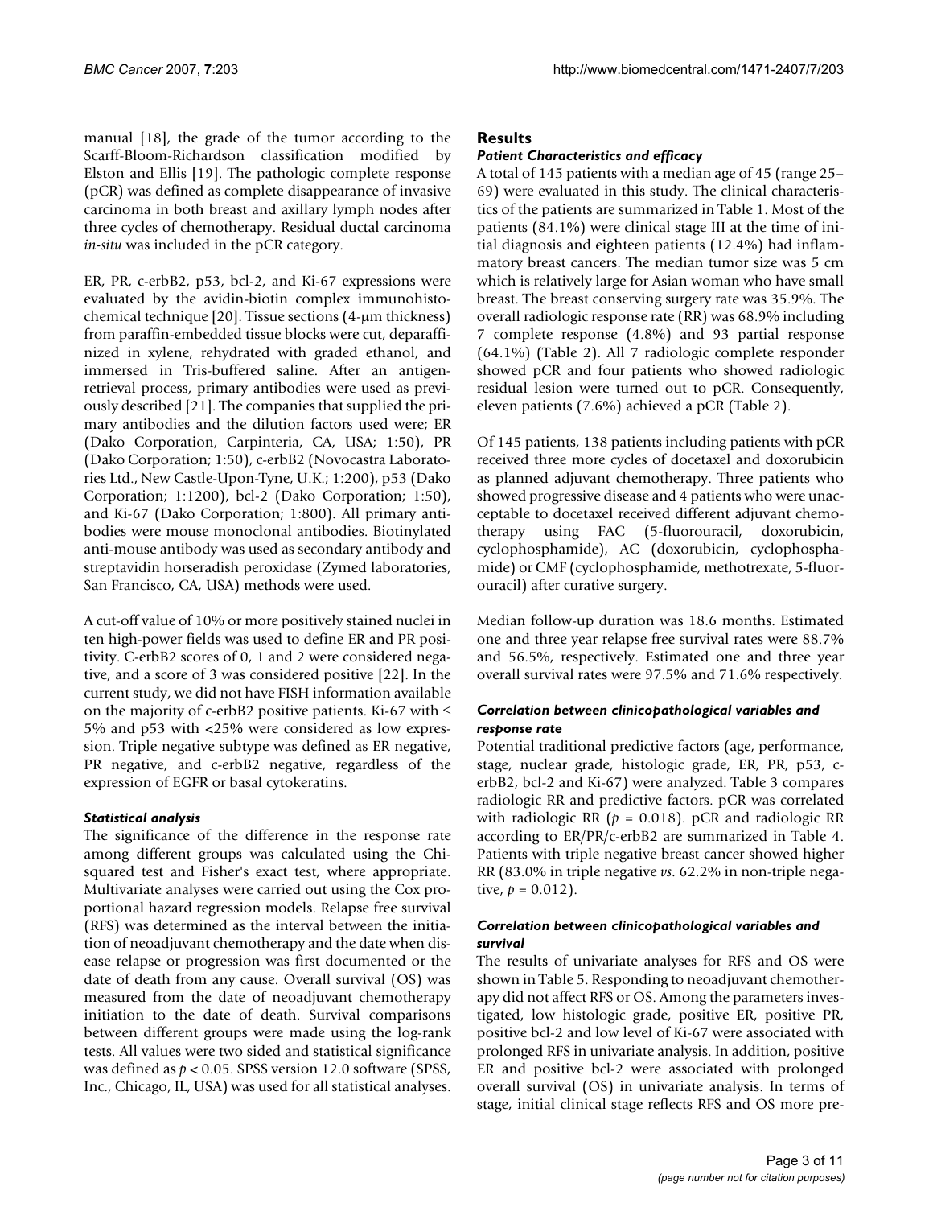manual [18], the grade of the tumor according to the Scarff-Bloom-Richardson classification modified by Elston and Ellis [19]. The pathologic complete response (pCR) was defined as complete disappearance of invasive carcinoma in both breast and axillary lymph nodes after three cycles of chemotherapy. Residual ductal carcinoma *in-situ* was included in the pCR category.

ER, PR, c-erbB2, p53, bcl-2, and Ki-67 expressions were evaluated by the avidin-biotin complex immunohistochemical technique [20]. Tissue sections (4-μm thickness) from paraffin-embedded tissue blocks were cut, deparaffinized in xylene, rehydrated with graded ethanol, and immersed in Tris-buffered saline. After an antigen-retrieval process, primary antibodies were used as previously described [21]. The companies that supplied the primary antibodies and the dilution factors used were; ER (Dako Corporation, Carpinteria, CA, USA; 1:50), PR (Dako Corporation; 1:50), c-erbB2 (Novocastra Laboratories Ltd., New Castle-Upon-Tyne, U.K.; 1:200), p53 (Dako Corporation; 1:1200), bcl-2 (Dako Corporation; 1:50), and Ki-67 (Dako Corporation; 1:800). All primary antibodies were mouse monoclonal antibodies. Biotinylated anti-mouse antibody was used as secondary antibody and streptavidin horseradish peroxidase (Zymed laboratories, San Francisco, CA, USA) methods were used.

A cut-off value of 10% or more positively stained nuclei in ten high-power fields was used to define ER and PR positivity. C-erbB2 scores of 0, 1 and 2 were considered negative, and a score of 3 was considered positive [22]. In the current study, we did not have FISH information available on the majority of c-erbB2 positive patients. Ki-67 with ≤ 5% and p53 with <25% were considered as low expression. Triple negative subtype was defined as ER negative, PR negative, and c-erbB2 negative, regardless of the expression of EGFR or basal cytokeratins.

### *Statistical analysis*

The significance of the difference in the response rate among different groups was calculated using the Chi-squared test and Fisher's exact test, where appropriate. Multivariate analyses were carried out using the Cox proportional hazard regression models. Relapse free survival (RFS) was determined as the interval between the initiation of neoadjuvant chemotherapy and the date when disease relapse or progression was first documented or the date of death from any cause. Overall survival (OS) was measured from the date of neoadjuvant chemotherapy initiation to the date of death. Survival comparisons between different groups were made using the log-rank tests. All values were two sided and statistical significance was defined as $p < 0.05$. SPSS version 12.0 software (SPSS, Inc., Chicago, IL, USA) was used for all statistical analyses.

## Results

### *Patient Characteristics and efficacy*

A total of 145 patients with a median age of 45 (range 25–69) were evaluated in this study. The clinical characteristics of the patients are summarized in Table 1. Most of the patients (84.1%) were clinical stage III at the time of initial diagnosis and eighteen patients (12.4%) had inflammatory breast cancers. The median tumor size was 5 cm which is relatively large for Asian woman who have small breast. The breast conserving surgery rate was 35.9%. The overall radiologic response rate (RR) was 68.9% including 7 complete response (4.8%) and 93 partial response (64.1%) (Table 2). All 7 radiologic complete responder showed pCR and four patients who showed radiologic residual lesion were turned out to pCR. Consequently, eleven patients (7.6%) achieved a pCR (Table 2).

Of 145 patients, 138 patients including patients with pCR received three more cycles of docetaxel and doxorubicin as planned adjuvant chemotherapy. Three patients who showed progressive disease and 4 patients who were unacceptable to docetaxel received different adjuvant chemotherapy using FAC (5-fluorouracil, doxorubicin, cyclophosphamide), AC (doxorubicin, cyclophosphamide) or CMF (cyclophosphamide, methotrexate, 5-fluorouracil) after curative surgery.

Median follow-up duration was 18.6 months. Estimated one and three year relapse free survival rates were 88.7% and 56.5%, respectively. Estimated one and three year overall survival rates were 97.5% and 71.6% respectively.

### *Correlation between clinicopathological variables and response rate*

Potential traditional predictive factors (age, performance, stage, nuclear grade, histologic grade, ER, PR, p53, c-erbB2, bcl-2 and Ki-67) were analyzed. Table 3 compares radiologic RR and predictive factors. pCR was correlated with radiologic RR ($p = 0.018$). pCR and radiologic RR according to ER/PR/c-erbB2 are summarized in Table 4. Patients with triple negative breast cancer showed higher RR (83.0% in triple negative *vs*. 62.2% in non-triple negative, $p = 0.012$).

### *Correlation between clinicopathological variables and survival*

The results of univariate analyses for RFS and OS were shown in Table 5. Responding to neoadjuvant chemotherapy did not affect RFS or OS. Among the parameters investigated, low histologic grade, positive ER, positive PR, positive bcl-2 and low level of Ki-67 were associated with prolonged RFS in univariate analysis. In addition, positive ER and positive bcl-2 were associated with prolonged overall survival (OS) in univariate analysis. In terms of stage, initial clinical stage reflects RFS and OS more pre-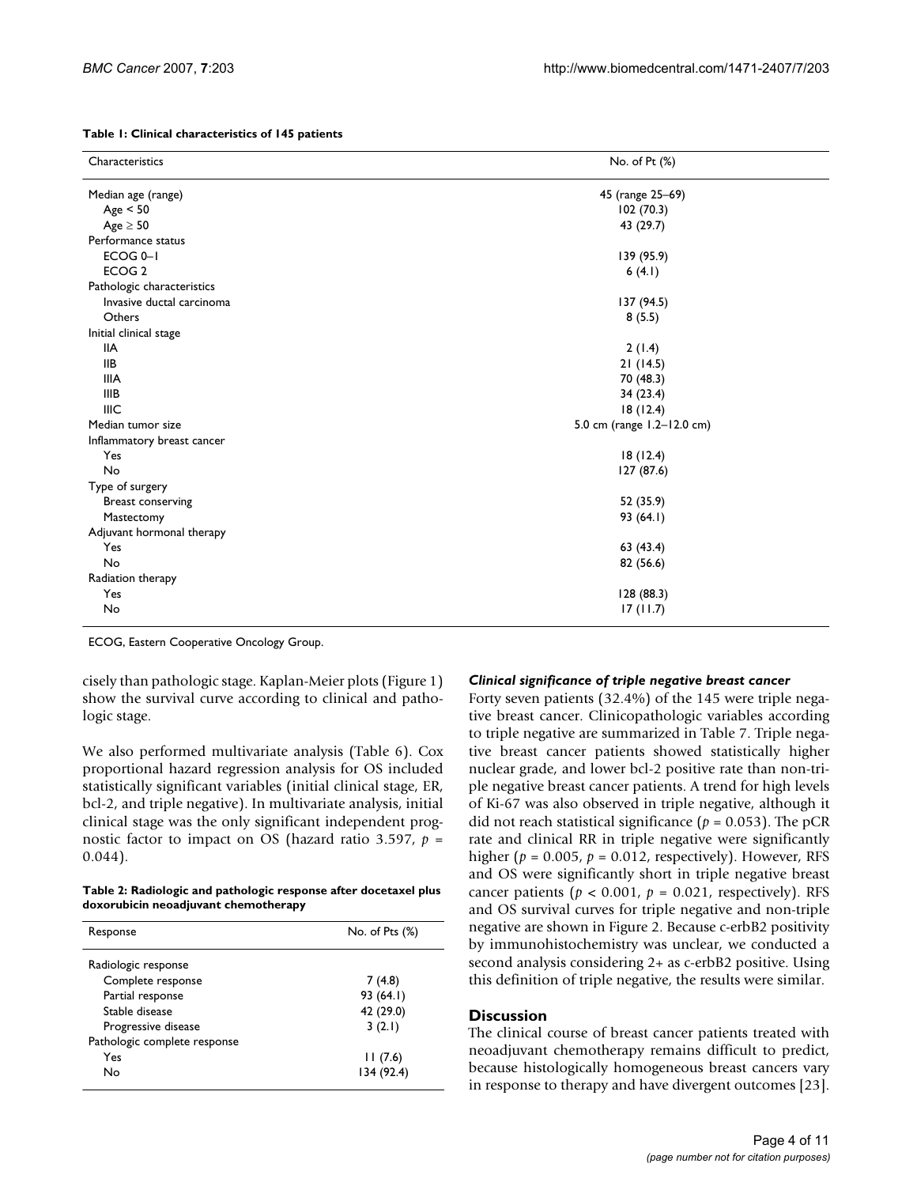**Table 1: Clinical characteristics of 145 patients**

| Characteristics | No. of Pt (%) |
|---|---|
| Median age (range) | 45 (range 25–69) |
| Age < 50 | 102 (70.3) |
| Age ≥ 50 | 43 (29.7) |
| Performance status | |
| ECOG 0–1 | 139 (95.9) |
| ECOG 2 | 6 (4.1) |
| Pathologic characteristics | |
| Invasive ductal carcinoma | 137 (94.5) |
| Others | 8 (5.5) |
| Initial clinical stage | |
| IIA | 2 (1.4) |
| IIB | 21 (14.5) |
| IIIA | 70 (48.3) |
| IIIB | 34 (23.4) |
| IIIC | 18 (12.4) |
| Median tumor size | 5.0 cm (range 1.2–12.0 cm) |
| Inflammatory breast cancer | |
| Yes | 18 (12.4) |
| No | 127 (87.6) |
| Type of surgery | |
| Breast conserving | 52 (35.9) |
| Mastectomy | 93 (64.1) |
| Adjuvant hormonal therapy | |
| Yes | 63 (43.4) |
| No | 82 (56.6) |
| Radiation therapy | |
| Yes | 128 (88.3) |
| No | 17 (11.7) |

ECOG, Eastern Cooperative Oncology Group.

cisely than pathologic stage. Kaplan-Meier plots (Figure 1) show the survival curve according to clinical and pathologic stage.

We also performed multivariate analysis (Table 6). Cox proportional hazard regression analysis for OS included statistically significant variables (initial clinical stage, ER, bcl-2, and triple negative). In multivariate analysis, initial clinical stage was the only significant independent prognostic factor to impact on OS (hazard ratio 3.597, $p = 0.044$).

**Table 2: Radiologic and pathologic response after docetaxel plus doxorubicin neoadjuvant chemotherapy**

| Response | No. of Pts (%) |
|---|---|
| Radiologic response | |
| Complete response | 7 (4.8) |
| Partial response | 93 (64.1) |
| Stable disease | 42 (29.0) |
| Progressive disease | 3 (2.1) |
| Pathologic complete response | |
| Yes | 11 (7.6) |
| No | 134 (92.4) |

### *Clinical significance of triple negative breast cancer*

Forty seven patients (32.4%) of the 145 were triple negative breast cancer. Clinicopathologic variables according to triple negative are summarized in Table 7. Triple negative breast cancer patients showed statistically higher nuclear grade, and lower bcl-2 positive rate than non-triple negative breast cancer patients. A trend for high levels of Ki-67 was also observed in triple negative, although it did not reach statistical significance ($p = 0.053$). The pCR rate and clinical RR in triple negative were significantly higher ($p = 0.005$, $p = 0.012$, respectively). However, RFS and OS were significantly short in triple negative breast cancer patients ($p < 0.001$, $p = 0.021$, respectively). RFS and OS survival curves for triple negative and non-triple negative are shown in Figure 2. Because c-erbB2 positivity by immunohistochemistry was unclear, we conducted a second analysis considering 2+ as c-erbB2 positive. Using this definition of triple negative, the results were similar.

## Discussion

The clinical course of breast cancer patients treated with neoadjuvant chemotherapy remains difficult to predict, because histologically homogeneous breast cancers vary in response to therapy and have divergent outcomes [23].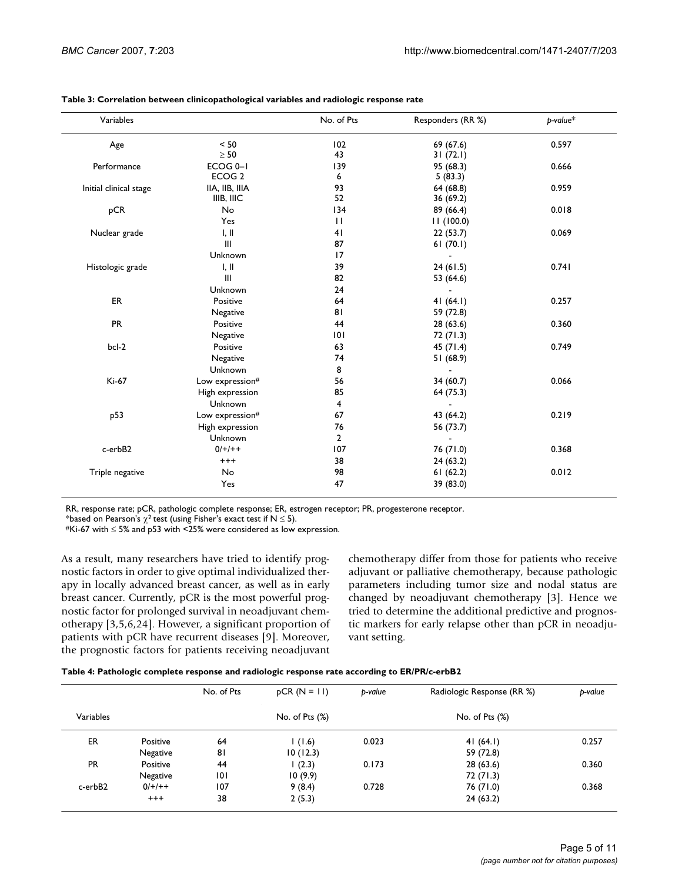**Table 3: Correlation between clinicopathological variables and radiologic response rate**

| Variables | | No. of Pts | Responders (RR %) | *p-value*\* |
|---|---|---|---|---|
| Age | < 50 | 102 | 69 (67.6) | 0.597 |
| | ≥ 50 | 43 | 31 (72.1) | |
| Performance | ECOG 0–1 | 139 | 95 (68.3) | 0.666 |
| | ECOG 2 | 6 | 5 (83.3) | |
| Initial clinical stage | IIA, IIB, IIIA | 93 | 64 (68.8) | 0.959 |
| | IIIB, IIIC | 52 | 36 (69.2) | |
| pCR | No | 134 | 89 (66.4) | 0.018 |
| | Yes | 11 | 11 (100.0) | |
| Nuclear grade | I, II | 41 | 22 (53.7) | 0.069 |
| | III | 87 | 61 (70.1) | |
| | Unknown | 17 | - | |
| Histologic grade | I, II | 39 | 24 (61.5) | 0.741 |
| | III | 82 | 53 (64.6) | |
| | Unknown | 24 | - | |
| ER | Positive | 64 | 41 (64.1) | 0.257 |
| | Negative | 81 | 59 (72.8) | |
| PR | Positive | 44 | 28 (63.6) | 0.360 |
| | Negative | 101 | 72 (71.3) | |
| bcl-2 | Positive | 63 | 45 (71.4) | 0.749 |
| | Negative | 74 | 51 (68.9) | |
| | Unknown | 8 | - | |
| Ki-67 | Low expression# | 56 | 34 (60.7) | 0.066 |
| | High expression | 85 | 64 (75.3) | |
| | Unknown | 4 | - | |
| p53 | Low expression# | 67 | 43 (64.2) | 0.219 |
| | High expression | 76 | 56 (73.7) | |
| | Unknown | 2 | - | |
| c-erbB2 | 0/+/++ | 107 | 76 (71.0) | 0.368 |
| | +++ | 38 | 24 (63.2) | |
| Triple negative | No | 98 | 61 (62.2) | 0.012 |
| | Yes | 47 | 39 (83.0) | |

RR, response rate; pCR, pathologic complete response; ER, estrogen receptor; PR, progesterone receptor.
\*based on Pearson's $\chi^2$ test (using Fisher's exact test if N ≤ 5).
#Ki-67 with ≤ 5% and p53 with <25% were considered as low expression.

As a result, many researchers have tried to identify prognostic factors in order to give optimal individualized therapy in locally advanced breast cancer, as well as in early breast cancer. Currently, pCR is the most powerful prognostic factor for prolonged survival in neoadjuvant chemotherapy [3,5,6,24]. However, a significant proportion of patients with pCR have recurrent diseases [9]. Moreover, the prognostic factors for patients receiving neoadjuvant chemotherapy differ from those for patients who receive adjuvant or palliative chemotherapy, because pathologic parameters including tumor size and nodal status are changed by neoadjuvant chemotherapy [3]. Hence we tried to determine the additional predictive and prognostic markers for early relapse other than pCR in neoadjuvant setting.

**Table 4: Pathologic complete response and radiologic response rate according to ER/PR/c-erbB2**

| | | No. of Pts | pCR (N = 11) | *p-value* | Radiologic Response (RR %) | *p-value* |
|---|---|---|---|---|---|---|
| Variables | | | No. of Pts (%) | | No. of Pts (%) | |
| ER | Positive | 64 | 1 (1.6) | 0.023 | 41 (64.1) | 0.257 |
| | Negative | 81 | 10 (12.3) | | 59 (72.8) | |
| PR | Positive | 44 | 1 (2.3) | 0.173 | 28 (63.6) | 0.360 |
| | Negative | 101 | 10 (9.9) | | 72 (71.3) | |
| c-erbB2 | 0/+/++ | 107 | 9 (8.4) | 0.728 | 76 (71.0) | 0.368 |
| | +++ | 38 | 2 (5.3) | | 24 (63.2) | |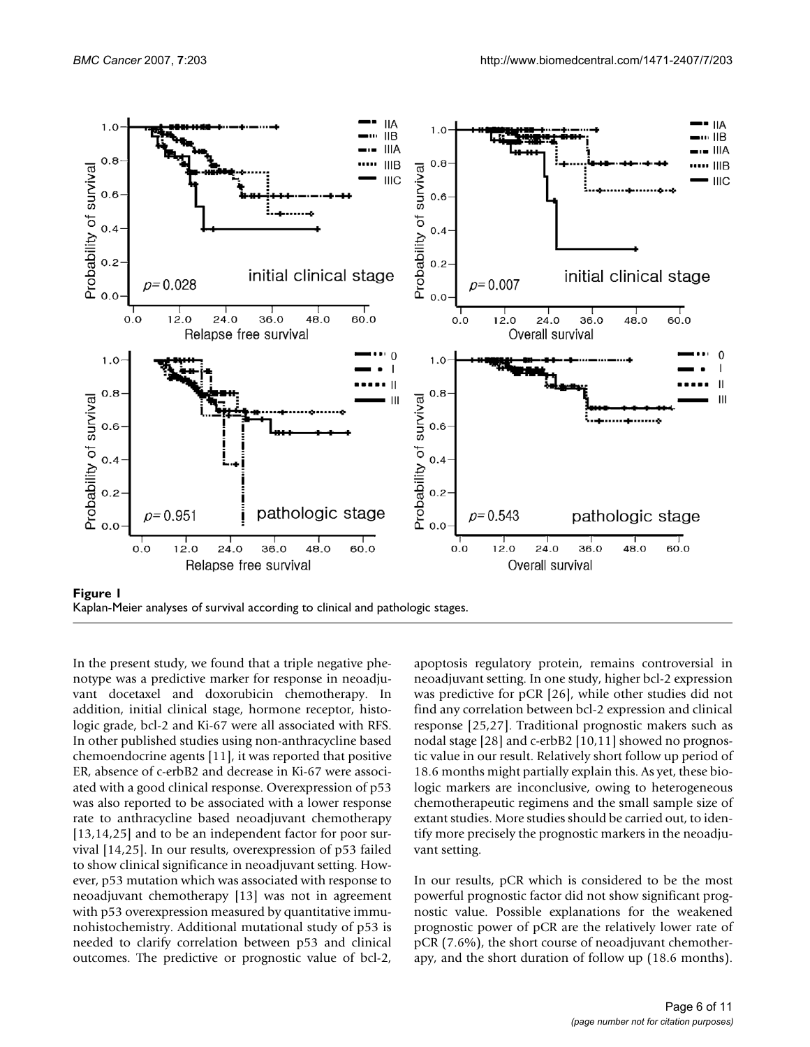1.0
0.8
0.6
0.4
0.2
0.0
Probability of survival
IIA
IIB
IIIA
IIIB
IIIC
$p$= 0.028
initial clinical stage
0.0 12.0 24.0 36.0 48.0 60.0
Relapse free survival

1.0
0.8
0.6
0.4
0.2
0.0
Probability of survival
IIA
IIB
IIIA
IIIB
IIIC
$p$= 0.007
initial clinical stage
0.0 12.0 24.0 36.0 48.0 60.0
Overall survival

1.0
0.8
0.6
0.4
0.2
0.0
Probability of survival
0
I
II
III
$p$= 0.951
pathologic stage
0.0 12.0 24.0 36.0 48.0 60.0
Relapse free survival

1.0
0.8
0.6
0.4
0.2
0.0
Probability of survival
0
I
II
III
$p$= 0.543
pathologic stage
0.0 12.0 24.0 36.0 48.0 60.0
Overall survival

**Figure 1**
Kaplan-Meier analyses of survival according to clinical and pathologic stages.

In the present study, we found that a triple negative phenotype was a predictive marker for response in neoadjuvant docetaxel and doxorubicin chemotherapy. In addition, initial clinical stage, hormone receptor, histologic grade, bcl-2 and Ki-67 were all associated with RFS. In other published studies using non-anthracycline based chemoendocrine agents [11], it was reported that positive ER, absence of c-erbB2 and decrease in Ki-67 were associated with a good clinical response. Overexpression of p53 was also reported to be associated with a lower response rate to anthracycline based neoadjuvant chemotherapy [13,14,25] and to be an independent factor for poor survival [14,25]. In our results, overexpression of p53 failed to show clinical significance in neoadjuvant setting. However, p53 mutation which was associated with response to neoadjuvant chemotherapy [13] was not in agreement with p53 overexpression measured by quantitative immunohistochemistry. Additional mutational study of p53 is needed to clarify correlation between p53 and clinical outcomes. The predictive or prognostic value of bcl-2, apoptosis regulatory protein, remains controversial in neoadjuvant setting. In one study, higher bcl-2 expression was predictive for pCR [26], while other studies did not find any correlation between bcl-2 expression and clinical response [25,27]. Traditional prognostic makers such as nodal stage [28] and c-erbB2 [10,11] showed no prognostic value in our result. Relatively short follow up period of 18.6 months might partially explain this. As yet, these biologic markers are inconclusive, owing to heterogeneous chemotherapeutic regimens and the small sample size of extant studies. More studies should be carried out, to identify more precisely the prognostic markers in the neoadjuvant setting.

In our results, pCR which is considered to be the most powerful prognostic factor did not show significant prognostic value. Possible explanations for the weakened prognostic power of pCR are the relatively lower rate of pCR (7.6%), the short course of neoadjuvant chemotherapy, and the short duration of follow up (18.6 months).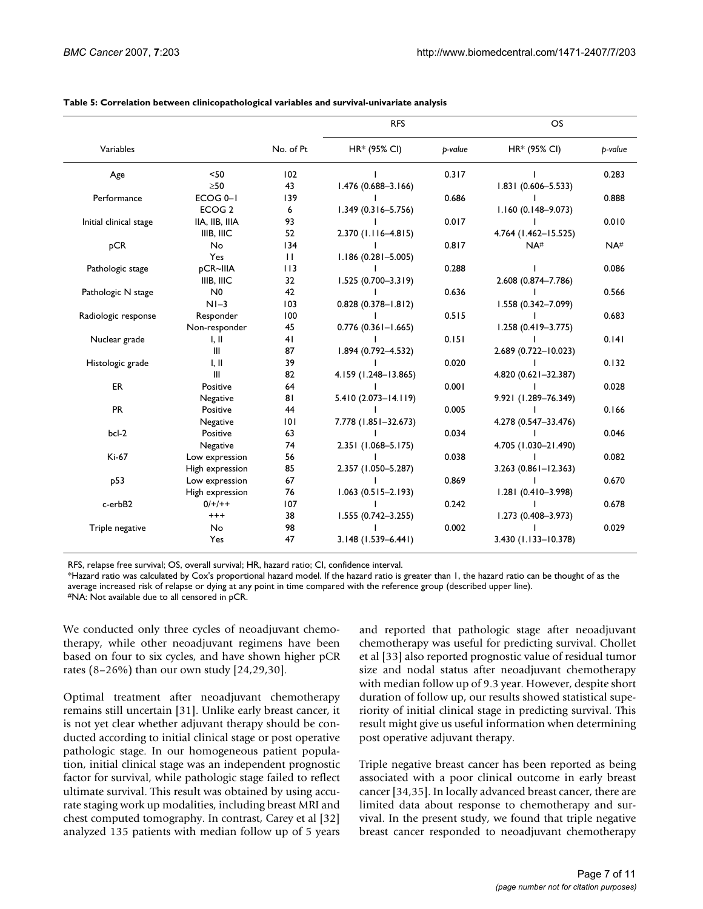**Table 5: Correlation between clinicopathological variables and survival-univariate analysis**

| Variables | | No. of Pt | RFS | | OS | |
|---|---|---|---|---|---|---|
| | | | HR* (95% CI) | *p-value* | HR* (95% CI) | *p-value* |
| Age | <50 | 102 | 1 | 0.317 | 1 | 0.283 |
| | ≥50 | 43 | 1.476 (0.688–3.166) | | 1.831 (0.606–5.533) | |
| Performance | ECOG 0–1 | 139 | 1 | 0.686 | 1 | 0.888 |
| | ECOG 2 | 6 | 1.349 (0.316–5.756) | | 1.160 (0.148–9.073) | |
| Initial clinical stage | IIA, IIB, IIIA | 93 | 1 | 0.017 | 1 | 0.010 |
| | IIIB, IIIC | 52 | 2.370 (1.116–4.815) | | 4.764 (1.462–15.525) | |
| pCR | No | 134 | 1 | 0.817 | NA# | NA# |
| | Yes | 11 | 1.186 (0.281–5.005) | | | |
| Pathologic stage | pCR~IIIA | 113 | 1 | 0.288 | 1 | 0.086 |
| | IIIB, IIIC | 32 | 1.525 (0.700–3.319) | | 2.608 (0.874–7.786) | |
| Pathologic N stage | N0 | 42 | 1 | 0.636 | 1 | 0.566 |
| | N1–3 | 103 | 0.828 (0.378–1.812) | | 1.558 (0.342–7.099) | |
| Radiologic response | Responder | 100 | 1 | 0.515 | 1 | 0.683 |
| | Non-responder | 45 | 0.776 (0.361–1.665) | | 1.258 (0.419–3.775) | |
| Nuclear grade | I, II | 41 | 1 | 0.151 | 1 | 0.141 |
| | III | 87 | 1.894 (0.792–4.532) | | 2.689 (0.722–10.023) | |
| Histologic grade | I, II | 39 | 1 | 0.020 | 1 | 0.132 |
| | III | 82 | 4.159 (1.248–13.865) | | 4.820 (0.621–32.387) | |
| ER | Positive | 64 | 1 | 0.001 | 1 | 0.028 |
| | Negative | 81 | 5.410 (2.073–14.119) | | 9.921 (1.289–76.349) | |
| PR | Positive | 44 | 1 | 0.005 | 1 | 0.166 |
| | Negative | 101 | 7.778 (1.851–32.673) | | 4.278 (0.547–33.476) | |
| bcl-2 | Positive | 63 | 1 | 0.034 | 1 | 0.046 |
| | Negative | 74 | 2.351 (1.068–5.175) | | 4.705 (1.030–21.490) | |
| Ki-67 | Low expression | 56 | 1 | 0.038 | 1 | 0.082 |
| | High expression | 85 | 2.357 (1.050–5.287) | | 3.263 (0.861–12.363) | |
| p53 | Low expression | 67 | 1 | 0.869 | 1 | 0.670 |
| | High expression | 76 | 1.063 (0.515–2.193) | | 1.281 (0.410–3.998) | |
| c-erbB2 | 0/+/++ | 107 | 1 | 0.242 | 1 | 0.678 |
| | +++ | 38 | 1.555 (0.742–3.255) | | 1.273 (0.408–3.973) | |
| Triple negative | No | 98 | 1 | 0.002 | 1 | 0.029 |
| | Yes | 47 | 3.148 (1.539–6.441) | | 3.430 (1.133–10.378) | |

RFS, relapse free survival; OS, overall survival; HR, hazard ratio; CI, confidence interval.
*Hazard ratio was calculated by Cox's proportional hazard model. If the hazard ratio is greater than 1, the hazard ratio can be thought of as the average increased risk of relapse or dying at any point in time compared with the reference group (described upper line).
#NA: Not available due to all censored in pCR.

We conducted only three cycles of neoadjuvant chemotherapy, while other neoadjuvant regimens have been based on four to six cycles, and have shown higher pCR rates (8–26%) than our own study [24,29,30].

Optimal treatment after neoadjuvant chemotherapy remains still uncertain [31]. Unlike early breast cancer, it is not yet clear whether adjuvant therapy should be conducted according to initial clinical stage or post operative pathologic stage. In our homogeneous patient population, initial clinical stage was an independent prognostic factor for survival, while pathologic stage failed to reflect ultimate survival. This result was obtained by using accurate staging work up modalities, including breast MRI and chest computed tomography. In contrast, Carey et al [32] analyzed 135 patients with median follow up of 5 years and reported that pathologic stage after neoadjuvant chemotherapy was useful for predicting survival. Chollet et al [33] also reported prognostic value of residual tumor size and nodal status after neoadjuvant chemotherapy with median follow up of 9.3 year. However, despite short duration of follow up, our results showed statistical superiority of initial clinical stage in predicting survival. This result might give us useful information when determining post operative adjuvant therapy.

Triple negative breast cancer has been reported as being associated with a poor clinical outcome in early breast cancer [34,35]. In locally advanced breast cancer, there are limited data about response to chemotherapy and survival. In the present study, we found that triple negative breast cancer responded to neoadjuvant chemotherapy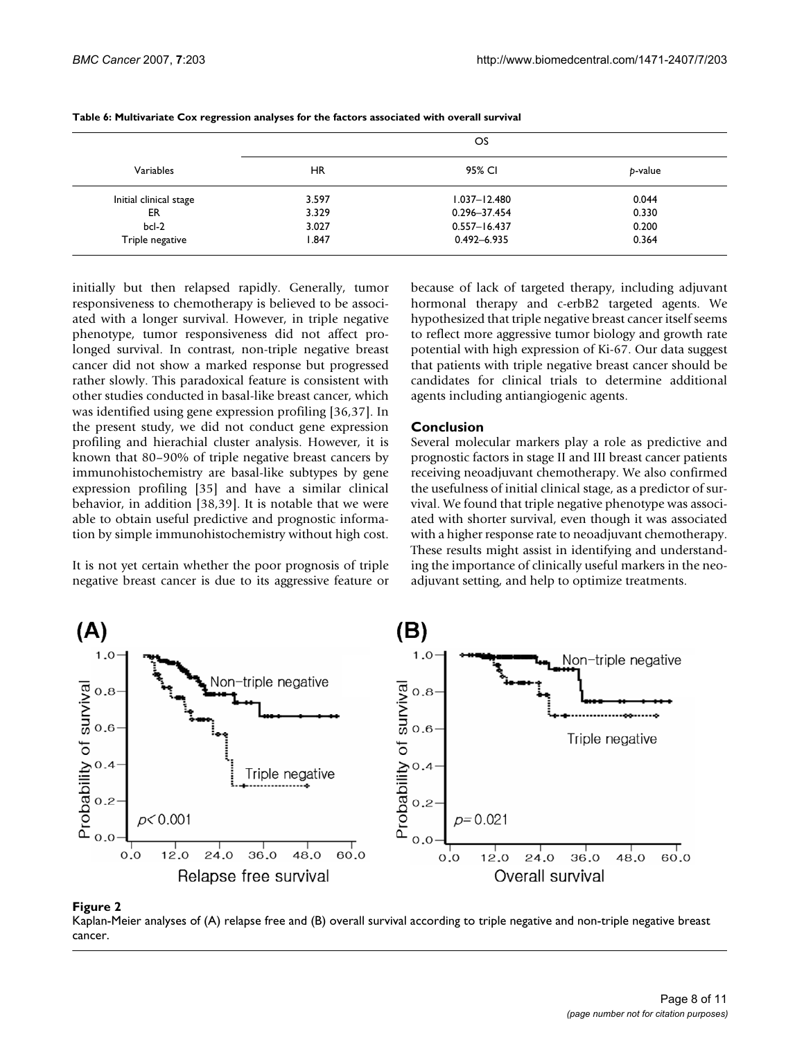**Table 6: Multivariate Cox regression analyses for the factors associated with overall survival**

| Variables | OS | | |
|---|---|---|---|
| | HR | 95% CI | *p*-value |
| Initial clinical stage | 3.597 | 1.037–12.480 | 0.044 |
| ER | 3.329 | 0.296–37.454 | 0.330 |
| bcl-2 | 3.027 | 0.557–16.437 | 0.200 |
| Triple negative | 1.847 | 0.492–6.935 | 0.364 |

initially but then relapsed rapidly. Generally, tumor responsiveness to chemotherapy is believed to be associated with a longer survival. However, in triple negative phenotype, tumor responsiveness did not affect prolonged survival. In contrast, non-triple negative breast cancer did not show a marked response but progressed rather slowly. This paradoxical feature is consistent with other studies conducted in basal-like breast cancer, which was identified using gene expression profiling [36,37]. In the present study, we did not conduct gene expression profiling and hierachial cluster analysis. However, it is known that 80–90% of triple negative breast cancers by immunohistochemistry are basal-like subtypes by gene expression profiling [35] and have a similar clinical behavior, in addition [38,39]. It is notable that we were able to obtain useful predictive and prognostic information by simple immunohistochemistry without high cost.

It is not yet certain whether the poor prognosis of triple negative breast cancer is due to its aggressive feature or because of lack of targeted therapy, including adjuvant hormonal therapy and c-erbB2 targeted agents. We hypothesized that triple negative breast cancer itself seems to reflect more aggressive tumor biology and growth rate potential with high expression of Ki-67. Our data suggest that patients with triple negative breast cancer should be candidates for clinical trials to determine additional agents including antiangiogenic agents.

## Conclusion

Several molecular markers play a role as predictive and prognostic factors in stage II and III breast cancer patients receiving neoadjuvant chemotherapy. We also confirmed the usefulness of initial clinical stage, as a predictor of survival. We found that triple negative phenotype was associated with shorter survival, even though it was associated with a higher response rate to neoadjuvant chemotherapy. These results might assist in identifying and understanding the importance of clinically useful markers in the neoadjuvant setting, and help to optimize treatments.

(A)

Probability of survival
1.0
0.8
0.6
0.4
0.2
0.0
0.0 12.0 24.0 36.0 48.0 60.0
Relapse free survival
Non-triple negative
Triple negative
p< 0.001

(B)

Probability of survival
1.0
0.8
0.6
0.4
0.2
0.0
0.0 12.0 24.0 36.0 48.0 60.0
Overall survival
Non-triple negative
Triple negative
p= 0.021

**Figure 2**
Kaplan-Meier analyses of (A) relapse free and (B) overall survival according to triple negative and non-triple negative breast cancer.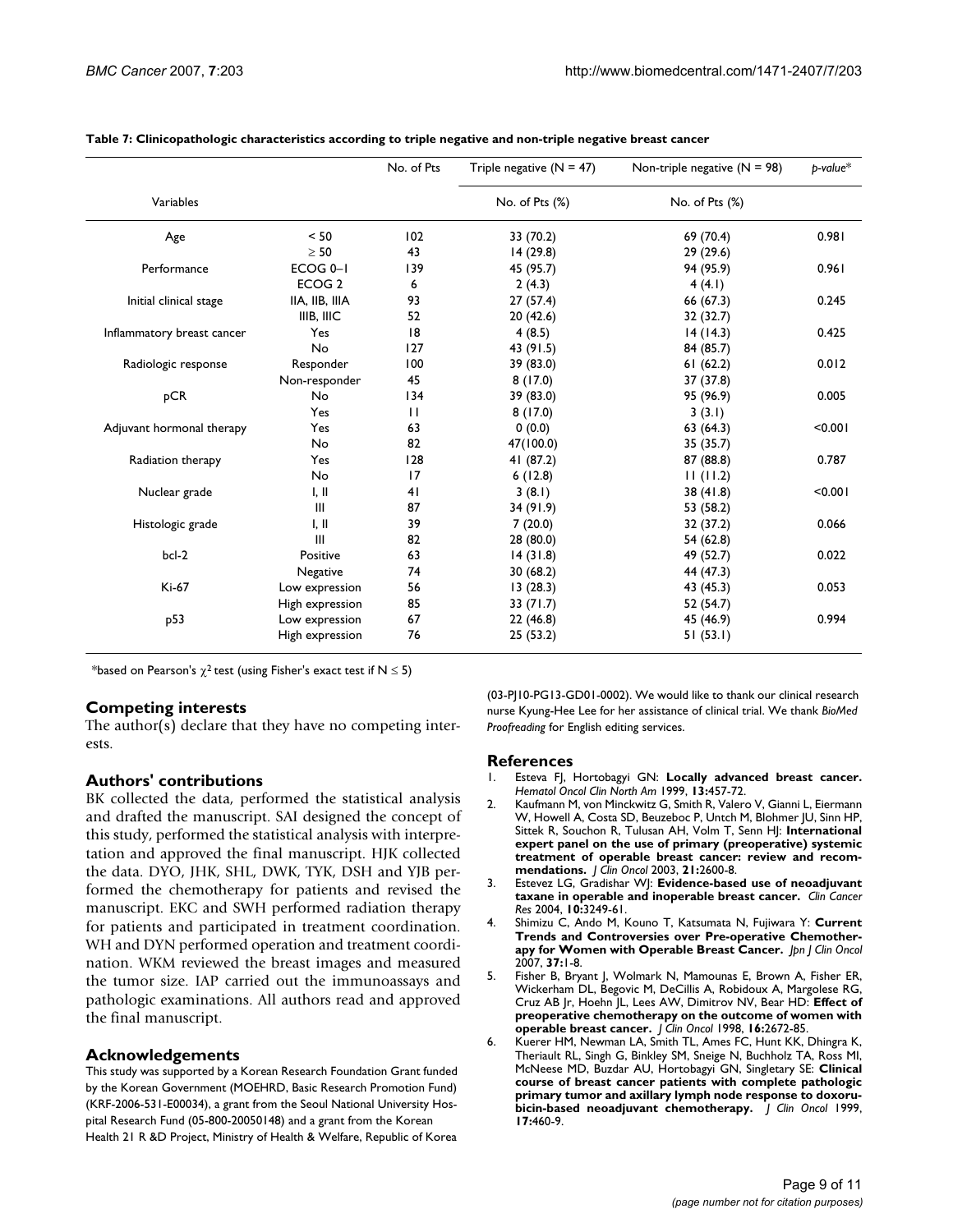**Table 7: Clinicopathologic characteristics according to triple negative and non-triple negative breast cancer**

| Variables | | No. of Pts | Triple negative (N = 47) | Non-triple negative (N = 98) | *p-value\** |
|---|---|---|---|---|---|
| | | | No. of Pts (%) | No. of Pts (%) | |
| Age | < 50 | 102 | 33 (70.2) | 69 (70.4) | 0.981 |
| | ≥ 50 | 43 | 14 (29.8) | 29 (29.6) | |
| Performance | ECOG 0–1 | 139 | 45 (95.7) | 94 (95.9) | 0.961 |
| | ECOG 2 | 6 | 2 (4.3) | 4 (4.1) | |
| Initial clinical stage | IIA, IIB, IIIA | 93 | 27 (57.4) | 66 (67.3) | 0.245 |
| | IIIB, IIIC | 52 | 20 (42.6) | 32 (32.7) | |
| Inflammatory breast cancer | Yes | 18 | 4 (8.5) | 14 (14.3) | 0.425 |
| | No | 127 | 43 (91.5) | 84 (85.7) | |
| Radiologic response | Responder | 100 | 39 (83.0) | 61 (62.2) | 0.012 |
| | Non-responder | 45 | 8 (17.0) | 37 (37.8) | |
| pCR | No | 134 | 39 (83.0) | 95 (96.9) | 0.005 |
| | Yes | 11 | 8 (17.0) | 3 (3.1) | |
| Adjuvant hormonal therapy | Yes | 63 | 0 (0.0) | 63 (64.3) | <0.001 |
| | No | 82 | 47(100.0) | 35 (35.7) | |
| Radiation therapy | Yes | 128 | 41 (87.2) | 87 (88.8) | 0.787 |
| | No | 17 | 6 (12.8) | 11 (11.2) | |
| Nuclear grade | I, II | 41 | 3 (8.1) | 38 (41.8) | <0.001 |
| | III | 87 | 34 (91.9) | 53 (58.2) | |
| Histologic grade | I, II | 39 | 7 (20.0) | 32 (37.2) | 0.066 |
| | III | 82 | 28 (80.0) | 54 (62.8) | |
| bcl-2 | Positive | 63 | 14 (31.8) | 49 (52.7) | 0.022 |
| | Negative | 74 | 30 (68.2) | 44 (47.3) | |
| Ki-67 | Low expression | 56 | 13 (28.3) | 43 (45.3) | 0.053 |
| | High expression | 85 | 33 (71.7) | 52 (54.7) | |
| p53 | Low expression | 67 | 22 (46.8) | 45 (46.9) | 0.994 |
| | High expression | 76 | 25 (53.2) | 51 (53.1) | |

\*based on Pearson's $\chi^2$ test (using Fisher's exact test if $N \leq 5$)

## Competing interests

The author(s) declare that they have no competing interests.

## Authors' contributions

BK collected the data, performed the statistical analysis and drafted the manuscript. SAI designed the concept of this study, performed the statistical analysis with interpretation and approved the final manuscript. HJK collected the data. DYO, JHK, SHL, DWK, TYK, DSH and YJB performed the chemotherapy for patients and revised the manuscript. EKC and SWH performed radiation therapy for patients and participated in treatment coordination. WH and DYN performed operation and treatment coordination. WKM reviewed the breast images and measured the tumor size. IAP carried out the immunoassays and pathologic examinations. All authors read and approved the final manuscript.

## Acknowledgements

This study was supported by a Korean Research Foundation Grant funded by the Korean Government (MOEHRD, Basic Research Promotion Fund) (KRF-2006-531-E00034), a grant from the Seoul National University Hospital Research Fund (05-800-20050148) and a grant from the Korean Health 21 R &D Project, Ministry of Health & Welfare, Republic of Korea (03-PJ10-PG13-GD01-0002). We would like to thank our clinical research nurse Kyung-Hee Lee for her assistance of clinical trial. We thank *BioMed Proofreading* for English editing services.

## References

1. Esteva FJ, Hortobagyi GN: **Locally advanced breast cancer.** *Hematol Oncol Clin North Am* 1999, **13:**457-72.
2. Kaufmann M, von Minckwitz G, Smith R, Valero V, Gianni L, Eiermann W, Howell A, Costa SD, Beuzeboc P, Untch M, Blohmer JU, Sinn HP, Sittek R, Souchon R, Tulusan AH, Volm T, Senn HJ: **International expert panel on the use of primary (preoperative) systemic treatment of operable breast cancer: review and recommendations.** *J Clin Oncol* 2003, **21:**2600-8.
3. Estevez LG, Gradishar WJ: **Evidence-based use of neoadjuvant taxane in operable and inoperable breast cancer.** *Clin Cancer Res* 2004, **10:**3249-61.
4. Shimizu C, Ando M, Kouno T, Katsumata N, Fujiwara Y: **Current Trends and Controversies over Pre-operative Chemotherapy for Women with Operable Breast Cancer.** *Jpn J Clin Oncol* 2007, **37:**1-8.
5. Fisher B, Bryant J, Wolmark N, Mamounas E, Brown A, Fisher ER, Wickerham DL, Begovic M, DeCillis A, Robidoux A, Margolese RG, Cruz AB Jr, Hoehn JL, Lees AW, Dimitrov NV, Bear HD: **Effect of preoperative chemotherapy on the outcome of women with operable breast cancer.** *J Clin Oncol* 1998, **16:**2672-85.
6. Kuerer HM, Newman LA, Smith TL, Ames FC, Hunt KK, Dhingra K, Theriault RL, Singh G, Binkley SM, Sneige N, Buchholz TA, Ross MI, McNeese MD, Buzdar AU, Hortobagyi GN, Singletary SE: **Clinical course of breast cancer patients with complete pathologic primary tumor and axillary lymph node response to doxorubicin-based neoadjuvant chemotherapy.** *J Clin Oncol* 1999, **17:**460-9.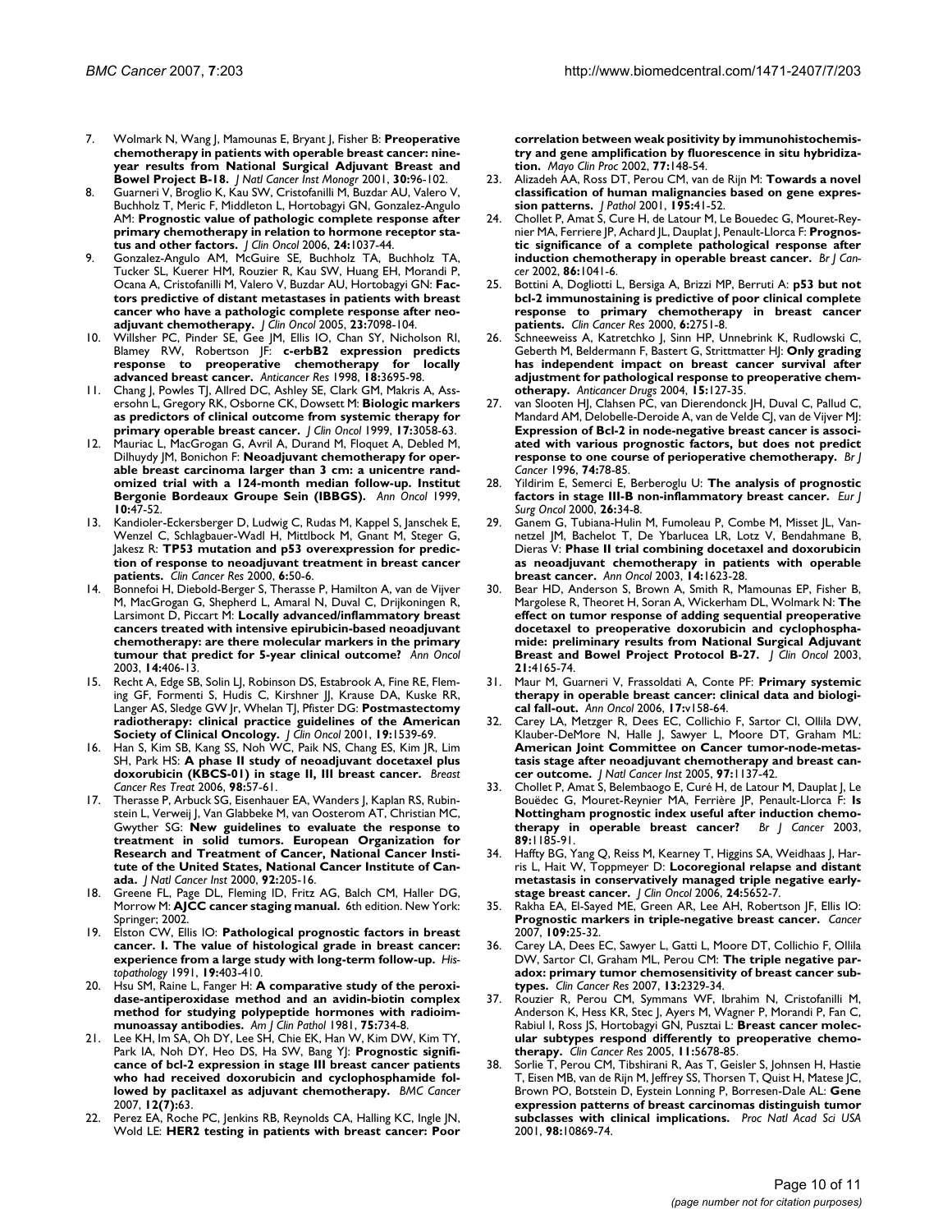7. Wolmark N, Wang J, Mamounas E, Bryant J, Fisher B: **Preoperative chemotherapy in patients with operable breast cancer: nine-year results from National Surgical Adjuvant Breast and Bowel Project B-18.** *J Natl Cancer Inst Monogr* 2001, **30**:96-102.
8. Guarneri V, Broglio K, Kau SW, Cristofanilli M, Buzdar AU, Valero V, Buchholz T, Meric F, Middleton L, Hortobagyi GN, Gonzalez-Angulo AM: **Prognostic value of pathologic complete response after primary chemotherapy in relation to hormone receptor status and other factors.** *J Clin Oncol* 2006, **24**:1037-44.
9. Gonzalez-Angulo AM, McGuire SE, Buchholz TA, Buchholz TA, Tucker SL, Kuerer HM, Rouzier R, Kau SW, Huang EH, Morandi P, Ocana A, Cristofanilli M, Valero V, Buzdar AU, Hortobagyi GN: **Factors predictive of distant metastases in patients with breast cancer who have a pathologic complete response after neoadjuvant chemotherapy.** *J Clin Oncol* 2005, **23**:7098-104.
10. Willsher PC, Pinder SE, Gee JM, Ellis IO, Chan SY, Nicholson RI, Blamey RW, Robertson JF: **c-erbB2 expression predicts response to preoperative chemotherapy for locally advanced breast cancer.** *Anticancer Res* 1998, **18**:3695-98.
11. Chang J, Powles TJ, Allred DC, Ashley SE, Clark GM, Makris A, Assersohn L, Gregory RK, Osborne CK, Dowsett M: **Biologic markers as predictors of clinical outcome from systemic therapy for primary operable breast cancer.** *J Clin Oncol* 1999, **17**:3058-63.
12. Mauriac L, MacGrogan G, Avril A, Durand M, Floquet A, Debled M, Dilhuydy JM, Bonichon F: **Neoadjuvant chemotherapy for operable breast carcinoma larger than 3 cm: a unicentre randomized trial with a 124-month median follow-up. Institut Bergonie Bordeaux Groupe Sein (IBBGS).** *Ann Oncol* 1999, **10**:47-52.
13. Kandioler-Eckersberger D, Ludwig C, Rudas M, Kappel S, Janschek E, Wenzel C, Schlagbauer-Wadl H, Mittlbock M, Gnant M, Steger G, Jakesz R: **TP53 mutation and p53 overexpression for prediction of response to neoadjuvant treatment in breast cancer patients.** *Clin Cancer Res* 2000, **6**:50-6.
14. Bonnefoi H, Diebold-Berger S, Therasse P, Hamilton A, van de Vijver M, MacGrogan G, Shepherd L, Amaral N, Duval C, Drijkoningen R, Larsimont D, Piccart M: **Locally advanced/inflammatory breast cancers treated with intensive epirubicin-based neoadjuvant chemotherapy: are there molecular markers in the primary tumour that predict for 5-year clinical outcome?** *Ann Oncol* 2003, **14**:406-13.
15. Recht A, Edge SB, Solin LJ, Robinson DS, Estabrook A, Fine RE, Fleming GF, Formenti S, Hudis C, Kirshner JJ, Krause DA, Kuske RR, Langer AS, Sledge GW Jr, Whelan TJ, Pfister DG: **Postmastectomy radiotherapy: clinical practice guidelines of the American Society of Clinical Oncology.** *J Clin Oncol* 2001, **19**:1539-69.
16. Han S, Kim SB, Kang SS, Noh WC, Paik NS, Chang ES, Kim JR, Lim SH, Park HS: **A phase II study of neoadjuvant docetaxel plus doxorubicin (KBCS-01) in stage II, III breast cancer.** *Breast Cancer Res Treat* 2006, **98**:57-61.
17. Therasse P, Arbuck SG, Eisenhauer EA, Wanders J, Kaplan RS, Rubinstein L, Verweij J, Van Glabbeke M, van Oosterom AT, Christian MC, Gwyther SG: **New guidelines to evaluate the response to treatment in solid tumors. European Organization for Research and Treatment of Cancer, National Cancer Institute of the United States, National Cancer Institute of Canada.** *J Natl Cancer Inst* 2000, **92**:205-16.
18. Greene FL, Page DL, Fleming ID, Fritz AG, Balch CM, Haller DG, Morrow M: **AJCC cancer staging manual.** 6th edition. New York: Springer; 2002.
19. Elston CW, Ellis IO: **Pathological prognostic factors in breast cancer. I. The value of histological grade in breast cancer: experience from a large study with long-term follow-up.** *Histopathology* 1991, **19**:403-410.
20. Hsu SM, Raine L, Fanger H: **A comparative study of the peroxidase-antiperoxidase method and an avidin-biotin complex method for studying polypeptide hormones with radioimmunoassay antibodies.** *Am J Clin Pathol* 1981, **75**:734-8.
21. Lee KH, Im SA, Oh DY, Lee SH, Chie EK, Han W, Kim DW, Kim TY, Park IA, Noh DY, Heo DS, Ha SW, Bang YJ: **Prognostic significance of bcl-2 expression in stage III breast cancer patients who had received doxorubicin and cyclophosphamide followed by paclitaxel as adjuvant chemotherapy.** *BMC Cancer* 2007, **12(7)**:63.
22. Perez EA, Roche PC, Jenkins RB, Reynolds CA, Halling KC, Ingle JN, Wold LE: **HER2 testing in patients with breast cancer: Poor correlation between weak positivity by immunohistochemistry and gene amplification by fluorescence in situ hybridization.** *Mayo Clin Proc* 2002, **77**:148-54.
23. Alizadeh AA, Ross DT, Perou CM, van de Rijn M: **Towards a novel classification of human malignancies based on gene expression patterns.** *J Pathol* 2001, **195**:41-52.
24. Chollet P, Amat S, Cure H, de Latour M, Le Bouedec G, Mouret-Reynier MA, Ferriere JP, Achard JL, Dauplat J, Penault-Llorca F: **Prognostic significance of a complete pathological response after induction chemotherapy in operable breast cancer.** *Br J Cancer* 2002, **86**:1041-6.
25. Bottini A, Dogliotti L, Bersiga A, Brizzi MP, Berruti A: **p53 but not bcl-2 immunostaining is predictive of poor clinical complete response to primary chemotherapy in breast cancer patients.** *Clin Cancer Res* 2000, **6**:2751-8.
26. Schneeweiss A, Katretchko J, Sinn HP, Unnebrink K, Rudlowski C, Geberth M, Beldermann F, Bastert G, Strittmatter HJ: **Only grading has independent impact on breast cancer survival after adjustment for pathological response to preoperative chemotherapy.** *Anticancer Drugs* 2004, **15**:127-35.
27. van Slooten HJ, Clahsen PC, van Dierendonck JH, Duval C, Pallud C, Mandard AM, Delobelle-Deroide A, van de Velde CJ, van de Vijver MJ: **Expression of Bcl-2 in node-negative breast cancer is associated with various prognostic factors, but does not predict response to one course of perioperative chemotherapy.** *Br J Cancer* 1996, **74**:78-85.
28. Yildirim E, Semerci E, Berberoglu U: **The analysis of prognostic factors in stage III-B non-inflammatory breast cancer.** *Eur J Surg Oncol* 2000, **26**:34-8.
29. Ganem G, Tubiana-Hulin M, Fumoleau P, Combe M, Misset JL, Vannetzel JM, Bachelot T, De Ybarlucea LR, Lotz V, Bendahmane B, Dieras V: **Phase II trial combining docetaxel and doxorubicin as neoadjuvant chemotherapy in patients with operable breast cancer.** *Ann Oncol* 2003, **14**:1623-28.
30. Bear HD, Anderson S, Brown A, Smith R, Mamounas EP, Fisher B, Margolese R, Theoret H, Soran A, Wickerham DL, Wolmark N: **The effect on tumor response of adding sequential preoperative docetaxel to preoperative doxorubicin and cyclophosphamide: preliminary results from National Surgical Adjuvant Breast and Bowel Project Protocol B-27.** *J Clin Oncol* 2003, **21**:4165-74.
31. Maur M, Guarneri V, Frassoldati A, Conte PF: **Primary systemic therapy in operable breast cancer: clinical data and biological fall-out.** *Ann Oncol* 2006, **17**:v158-64.
32. Carey LA, Metzger R, Dees EC, Collichio F, Sartor CI, Ollila DW, Klauber-DeMore N, Halle J, Sawyer L, Moore DT, Graham ML: **American Joint Committee on Cancer tumor-node-metastasis stage after neoadjuvant chemotherapy and breast cancer outcome.** *J Natl Cancer Inst* 2005, **97**:1137-42.
33. Chollet P, Amat S, Belembaogo E, Curé H, de Latour M, Dauplat J, Le Bouëdec G, Mouret-Reynier MA, Ferrière JP, Penault-Llorca F: **Is Nottingham prognostic index useful after induction chemotherapy in operable breast cancer?** *Br J Cancer* 2003, **89**:1185-91.
34. Haffty BG, Yang Q, Reiss M, Kearney T, Higgins SA, Weidhaas J, Harris L, Hait W, Toppmeyer D: **Locoregional relapse and distant metastasis in conservatively managed triple negative early-stage breast cancer.** *J Clin Oncol* 2006, **24**:5652-7.
35. Rakha EA, El-Sayed ME, Green AR, Lee AH, Robertson JF, Ellis IO: **Prognostic markers in triple-negative breast cancer.** *Cancer* 2007, **109**:25-32.
36. Carey LA, Dees EC, Sawyer L, Gatti L, Moore DT, Collichio F, Ollila DW, Sartor CI, Graham ML, Perou CM: **The triple negative paradox: primary tumor chemosensitivity of breast cancer subtypes.** *Clin Cancer Res* 2007, **13**:2329-34.
37. Rouzier R, Perou CM, Symmans WF, Ibrahim N, Cristofanilli M, Anderson K, Hess KR, Stec J, Ayers M, Wagner P, Morandi P, Fan C, Rabiul I, Ross JS, Hortobagyi GN, Pusztai L: **Breast cancer molecular subtypes respond differently to preoperative chemotherapy.** *Clin Cancer Res* 2005, **11**:5678-85.
38. Sorlie T, Perou CM, Tibshirani R, Aas T, Geisler S, Johnsen H, Hastie T, Eisen MB, van de Rijn M, Jeffrey SS, Thorsen T, Quist H, Matese JC, Brown PO, Botstein D, Eystein Lonning P, Borresen-Dale AL: **Gene expression patterns of breast carcinomas distinguish tumor subclasses with clinical implications.** *Proc Natl Acad Sci USA* 2001, **98**:10869-74.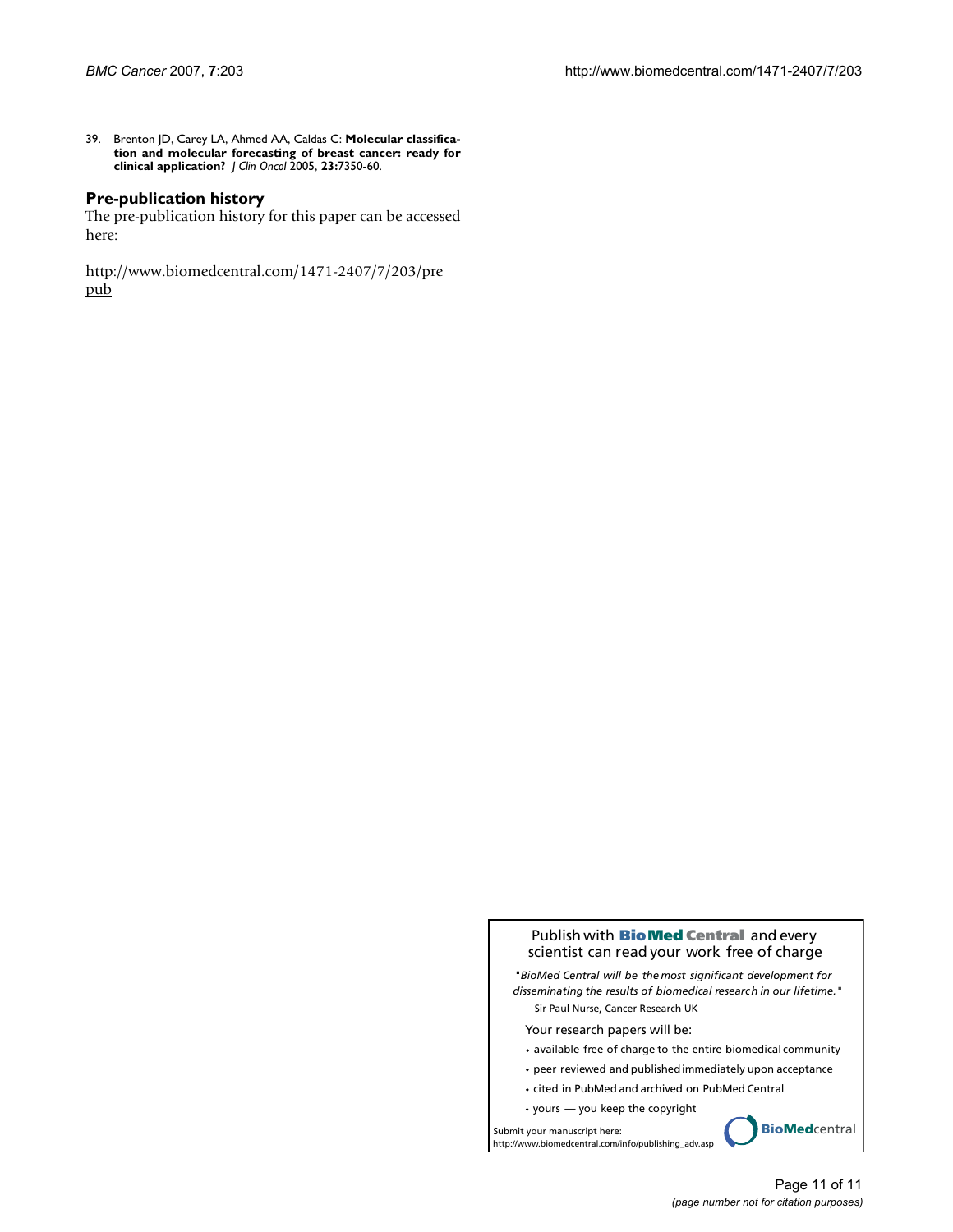39. Brenton JD, Carey LA, Ahmed AA, Caldas C: **Molecular classification and molecular forecasting of breast cancer: ready for clinical application?** *J Clin Oncol* 2005, **23:**7350-60.

## Pre-publication history

The pre-publication history for this paper can be accessed here:

http://www.biomedcentral.com/1471-2407/7/203/prepub

Publish with **BioMed Central** and every scientist can read your work free of charge

*"BioMed Central will be the most significant development for disseminating the results of biomedical research in our lifetime."*

Sir Paul Nurse, Cancer Research UK

Your research papers will be:

- available free of charge to the entire biomedical community
- peer reviewed and published immediately upon acceptance
- cited in PubMed and archived on PubMed Central
- yours — you keep the copyright

Submit your manuscript here:
http://www.biomedcentral.com/info/publishing_adv.asp

**BioMed**central